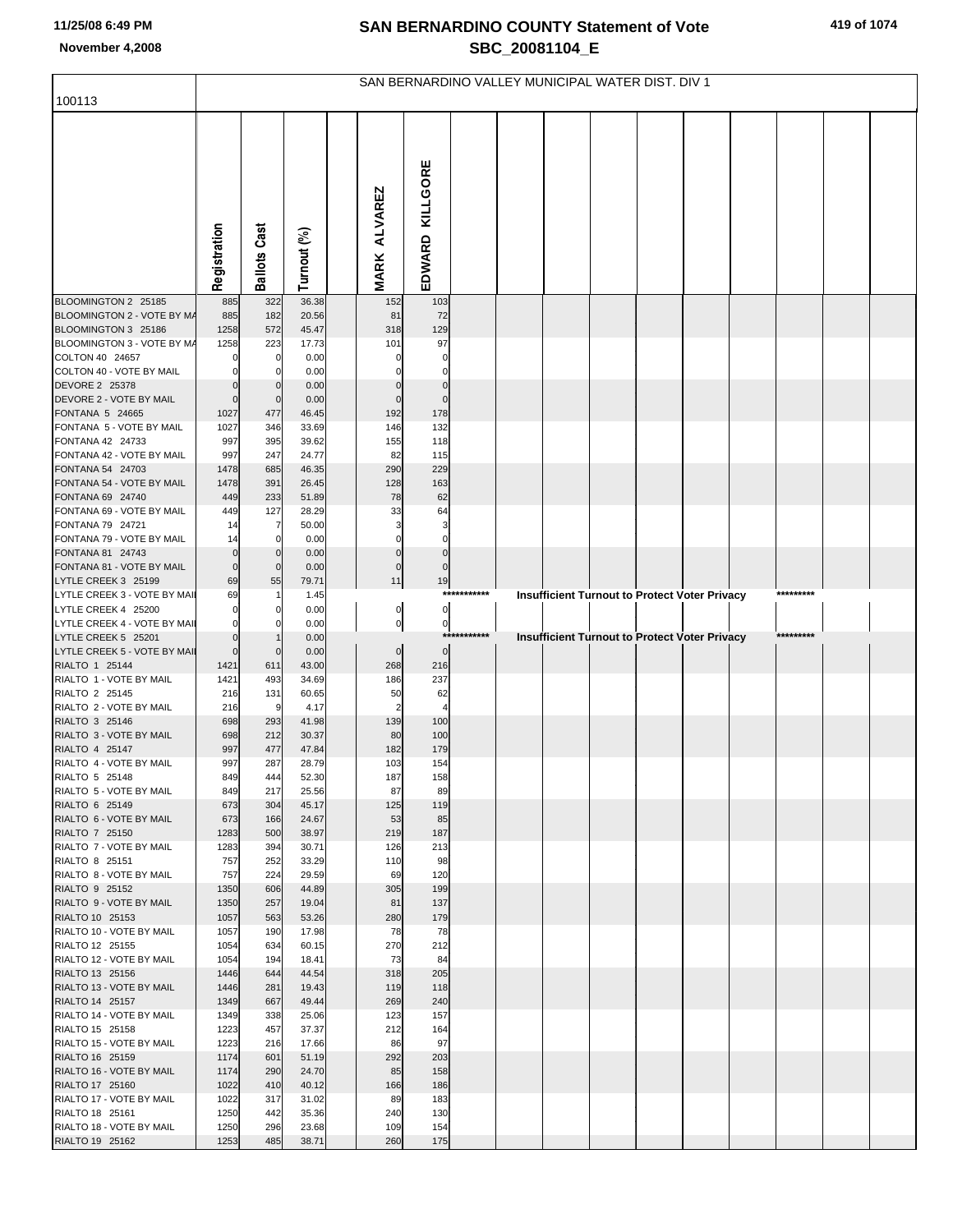## SAN BERNARDINO COUNTY Statement of Vote

## SBC_20081104_E

November 4,2008

### SAN BERNARDINO VALLEY MUNICIPAL WATER DIST. DIV 1

100113

| | Registration | Ballots Cast | Turnout (%) | | MARK ALVAREZ | EDWARD KILLGORE | | | | | | | | | | |
|---|---|---|---|---|---|---|---|---|---|---|---|---|---|---|---|---|
| BLOOMINGTON 2 25185 | 885 | 322 | 36.38 | | 152 | 103 | | | | | | | | | | |
| BLOOMINGTON 2 - VOTE BY MA | 885 | 182 | 20.56 | | 81 | 72 | | | | | | | | | | |
| BLOOMINGTON 3 25186 | 1258 | 572 | 45.47 | | 318 | 129 | | | | | | | | | | |
| BLOOMINGTON 3 - VOTE BY MA | 1258 | 223 | 17.73 | | 101 | 97 | | | | | | | | | | |
| COLTON 40 24657 | 0 | 0 | 0.00 | | 0 | 0 | | | | | | | | | | |
| COLTON 40 - VOTE BY MAIL | 0 | 0 | 0.00 | | 0 | 0 | | | | | | | | | | |
| DEVORE 2 25378 | 0 | 0 | 0.00 | | 0 | 0 | | | | | | | | | | |
| DEVORE 2 - VOTE BY MAIL | 0 | 0 | 0.00 | | 0 | 0 | | | | | | | | | | |
| FONTANA 5 24665 | 1027 | 477 | 46.45 | | 192 | 178 | | | | | | | | | | |
| FONTANA 5 - VOTE BY MAIL | 1027 | 346 | 33.69 | | 146 | 132 | | | | | | | | | | |
| FONTANA 42 24733 | 997 | 395 | 39.62 | | 155 | 118 | | | | | | | | | | |
| FONTANA 42 - VOTE BY MAIL | 997 | 247 | 24.77 | | 82 | 115 | | | | | | | | | | |
| FONTANA 54 24703 | 1478 | 685 | 46.35 | | 290 | 229 | | | | | | | | | | |
| FONTANA 54 - VOTE BY MAIL | 1478 | 391 | 26.45 | | 128 | 163 | | | | | | | | | | |
| FONTANA 69 24740 | 449 | 233 | 51.89 | | 78 | 62 | | | | | | | | | | |
| FONTANA 69 - VOTE BY MAIL | 449 | 127 | 28.29 | | 33 | 64 | | | | | | | | | | |
| FONTANA 79 24721 | 14 | 7 | 50.00 | | 3 | 3 | | | | | | | | | | |
| FONTANA 79 - VOTE BY MAIL | 14 | 0 | 0.00 | | 0 | 0 | | | | | | | | | | |
| FONTANA 81 24743 | 0 | 0 | 0.00 | | 0 | 0 | | | | | | | | | | |
| FONTANA 81 - VOTE BY MAIL | 0 | 0 | 0.00 | | 0 | 0 | | | | | | | | | | |
| LYTLE CREEK 3 25199 | 69 | 55 | 79.71 | | 11 | 19 | | | | | | | | | | |
| LYTLE CREEK 3 - VOTE BY MAIL | 69 | 1 | 1.45 | | | *********** | | Insufficient Turnout to Protect Voter Privacy | | | | | | ********* | | |
| LYTLE CREEK 4 25200 | 0 | 0 | 0.00 | | 0 | 0 | | | | | | | | | | |
| LYTLE CREEK 4 - VOTE BY MAIL | 0 | 0 | 0.00 | | 0 | 0 | | | | | | | | | | |
| LYTLE CREEK 5 25201 | 0 | 1 | 0.00 | | | *********** | | Insufficient Turnout to Protect Voter Privacy | | | | | | ********* | | |
| LYTLE CREEK 5 - VOTE BY MAIL | 0 | 0 | 0.00 | | 0 | 0 | | | | | | | | | | |
| RIALTO 1 25144 | 1421 | 611 | 43.00 | | 268 | 216 | | | | | | | | | | |
| RIALTO 1 - VOTE BY MAIL | 1421 | 493 | 34.69 | | 186 | 237 | | | | | | | | | | |
| RIALTO 2 25145 | 216 | 131 | 60.65 | | 50 | 62 | | | | | | | | | | |
| RIALTO 2 - VOTE BY MAIL | 216 | 9 | 4.17 | | 2 | 4 | | | | | | | | | | |
| RIALTO 3 25146 | 698 | 293 | 41.98 | | 139 | 100 | | | | | | | | | | |
| RIALTO 3 - VOTE BY MAIL | 698 | 212 | 30.37 | | 80 | 100 | | | | | | | | | | |
| RIALTO 4 25147 | 997 | 477 | 47.84 | | 182 | 179 | | | | | | | | | | |
| RIALTO 4 - VOTE BY MAIL | 997 | 287 | 28.79 | | 103 | 154 | | | | | | | | | | |
| RIALTO 5 25148 | 849 | 444 | 52.30 | | 187 | 158 | | | | | | | | | | |
| RIALTO 5 - VOTE BY MAIL | 849 | 217 | 25.56 | | 87 | 89 | | | | | | | | | | |
| RIALTO 6 25149 | 673 | 304 | 45.17 | | 125 | 119 | | | | | | | | | | |
| RIALTO 6 - VOTE BY MAIL | 673 | 166 | 24.67 | | 53 | 85 | | | | | | | | | | |
| RIALTO 7 25150 | 1283 | 500 | 38.97 | | 219 | 187 | | | | | | | | | | |
| RIALTO 7 - VOTE BY MAIL | 1283 | 394 | 30.71 | | 126 | 213 | | | | | | | | | | |
| RIALTO 8 25151 | 757 | 252 | 33.29 | | 110 | 98 | | | | | | | | | | |
| RIALTO 8 - VOTE BY MAIL | 757 | 224 | 29.59 | | 69 | 120 | | | | | | | | | | |
| RIALTO 9 25152 | 1350 | 606 | 44.89 | | 305 | 199 | | | | | | | | | | |
| RIALTO 9 - VOTE BY MAIL | 1350 | 257 | 19.04 | | 81 | 137 | | | | | | | | | | |
| RIALTO 10 25153 | 1057 | 563 | 53.26 | | 280 | 179 | | | | | | | | | | |
| RIALTO 10 - VOTE BY MAIL | 1057 | 190 | 17.98 | | 78 | 78 | | | | | | | | | | |
| RIALTO 12 25155 | 1054 | 634 | 60.15 | | 270 | 212 | | | | | | | | | | |
| RIALTO 12 - VOTE BY MAIL | 1054 | 194 | 18.41 | | 73 | 84 | | | | | | | | | | |
| RIALTO 13 25156 | 1446 | 644 | 44.54 | | 318 | 205 | | | | | | | | | | |
| RIALTO 13 - VOTE BY MAIL | 1446 | 281 | 19.43 | | 119 | 118 | | | | | | | | | | |
| RIALTO 14 25157 | 1349 | 667 | 49.44 | | 269 | 240 | | | | | | | | | | |
| RIALTO 14 - VOTE BY MAIL | 1349 | 338 | 25.06 | | 123 | 157 | | | | | | | | | | |
| RIALTO 15 25158 | 1223 | 457 | 37.37 | | 212 | 164 | | | | | | | | | | |
| RIALTO 15 - VOTE BY MAIL | 1223 | 216 | 17.66 | | 86 | 97 | | | | | | | | | | |
| RIALTO 16 25159 | 1174 | 601 | 51.19 | | 292 | 203 | | | | | | | | | | |
| RIALTO 16 - VOTE BY MAIL | 1174 | 290 | 24.70 | | 85 | 158 | | | | | | | | | | |
| RIALTO 17 25160 | 1022 | 410 | 40.12 | | 166 | 186 | | | | | | | | | | |
| RIALTO 17 - VOTE BY MAIL | 1022 | 317 | 31.02 | | 89 | 183 | | | | | | | | | | |
| RIALTO 18 25161 | 1250 | 442 | 35.36 | | 240 | 130 | | | | | | | | | | |
| RIALTO 18 - VOTE BY MAIL | 1250 | 296 | 23.68 | | 109 | 154 | | | | | | | | | | |
| RIALTO 19 25162 | 1253 | 485 | 38.71 | | 260 | 175 | | | | | | | | | | |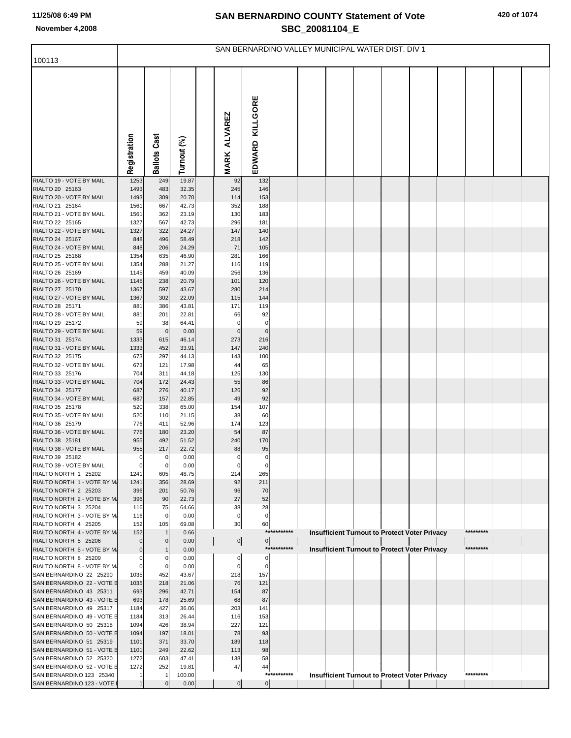# SAN BERNARDINO COUNTY Statement of Vote
## SBC_20081104_E

November 4,2008

### SAN BERNARDINO VALLEY MUNICIPAL WATER DIST. DIV 1

100113

| | Registration | Ballots Cast | Turnout (%) | MARK ALVAREZ | EDWARD KILLGORE |
|---|---|---|---|---|---|
| RIALTO 19 - VOTE BY MAIL | 1253 | 249 | 19.87 | 92 | 132 |
| RIALTO 20 25163 | 1493 | 483 | 32.35 | 245 | 146 |
| RIALTO 20 - VOTE BY MAIL | 1493 | 309 | 20.70 | 114 | 153 |
| RIALTO 21 25164 | 1561 | 667 | 42.73 | 352 | 188 |
| RIALTO 21 - VOTE BY MAIL | 1561 | 362 | 23.19 | 130 | 183 |
| RIALTO 22 25165 | 1327 | 567 | 42.73 | 296 | 181 |
| RIALTO 22 - VOTE BY MAIL | 1327 | 322 | 24.27 | 147 | 140 |
| RIALTO 24 25167 | 848 | 496 | 58.49 | 218 | 142 |
| RIALTO 24 - VOTE BY MAIL | 848 | 206 | 24.29 | 71 | 105 |
| RIALTO 25 25168 | 1354 | 635 | 46.90 | 281 | 166 |
| RIALTO 25 - VOTE BY MAIL | 1354 | 288 | 21.27 | 116 | 119 |
| RIALTO 26 25169 | 1145 | 459 | 40.09 | 256 | 136 |
| RIALTO 26 - VOTE BY MAIL | 1145 | 238 | 20.79 | 101 | 120 |
| RIALTO 27 25170 | 1367 | 597 | 43.67 | 280 | 214 |
| RIALTO 27 - VOTE BY MAIL | 1367 | 302 | 22.09 | 115 | 144 |
| RIALTO 28 25171 | 881 | 386 | 43.81 | 171 | 119 |
| RIALTO 28 - VOTE BY MAIL | 881 | 201 | 22.81 | 66 | 92 |
| RIALTO 29 25172 | 59 | 38 | 64.41 | 0 | 0 |
| RIALTO 29 - VOTE BY MAIL | 59 | 0 | 0.00 | 0 | 0 |
| RIALTO 31 25174 | 1333 | 615 | 46.14 | 273 | 216 |
| RIALTO 31 - VOTE BY MAIL | 1333 | 452 | 33.91 | 147 | 240 |
| RIALTO 32 25175 | 673 | 297 | 44.13 | 143 | 100 |
| RIALTO 32 - VOTE BY MAIL | 673 | 121 | 17.98 | 44 | 65 |
| RIALTO 33 25176 | 704 | 311 | 44.18 | 125 | 130 |
| RIALTO 33 - VOTE BY MAIL | 704 | 172 | 24.43 | 55 | 86 |
| RIALTO 34 25177 | 687 | 276 | 40.17 | 126 | 92 |
| RIALTO 34 - VOTE BY MAIL | 687 | 157 | 22.85 | 49 | 92 |
| RIALTO 35 25178 | 520 | 338 | 65.00 | 154 | 107 |
| RIALTO 35 - VOTE BY MAIL | 520 | 110 | 21.15 | 38 | 60 |
| RIALTO 36 25179 | 776 | 411 | 52.96 | 174 | 123 |
| RIALTO 36 - VOTE BY MAIL | 776 | 180 | 23.20 | 54 | 87 |
| RIALTO 38 25181 | 955 | 492 | 51.52 | 240 | 170 |
| RIALTO 38 - VOTE BY MAIL | 955 | 217 | 22.72 | 88 | 95 |
| RIALTO 39 25182 | 0 | 0 | 0.00 | 0 | 0 |
| RIALTO 39 - VOTE BY MAIL | 0 | 0 | 0.00 | 0 | 0 |
| RIALTO NORTH 1 25202 | 1241 | 605 | 48.75 | 214 | 265 |
| RIALTO NORTH 1 - VOTE BY MA | 1241 | 356 | 28.69 | 92 | 211 |
| RIALTO NORTH 2 25203 | 396 | 201 | 50.76 | 96 | 70 |
| RIALTO NORTH 2 - VOTE BY MA | 396 | 90 | 22.73 | 27 | 52 |
| RIALTO NORTH 3 25204 | 116 | 75 | 64.66 | 38 | 28 |
| RIALTO NORTH 3 - VOTE BY MA | 116 | 0 | 0.00 | 0 | 0 |
| RIALTO NORTH 4 25205 | 152 | 105 | 69.08 | 30 | 60 |
| RIALTO NORTH 4 - VOTE BY MA | 152 | 1 | 0.66 | *********** Insufficient Turnout to Protect Voter Privacy ********* | |
| RIALTO NORTH 5 25206 | 0 | 0 | 0.00 | 0 | 0 |
| RIALTO NORTH 5 - VOTE BY MA | 0 | 1 | 0.00 | *********** Insufficient Turnout to Protect Voter Privacy ********* | |
| RIALTO NORTH 8 25209 | 0 | 0 | 0.00 | 0 | 0 |
| RIALTO NORTH 8 - VOTE BY MA | 0 | 0 | 0.00 | 0 | 0 |
| SAN BERNARDINO 22 25290 | 1035 | 452 | 43.67 | 218 | 157 |
| SAN BERNARDINO 22 - VOTE B | 1035 | 218 | 21.06 | 76 | 121 |
| SAN BERNARDINO 43 25311 | 693 | 296 | 42.71 | 154 | 87 |
| SAN BERNARDINO 43 - VOTE B | 693 | 178 | 25.69 | 68 | 87 |
| SAN BERNARDINO 49 25317 | 1184 | 427 | 36.06 | 203 | 141 |
| SAN BERNARDINO 49 - VOTE B | 1184 | 313 | 26.44 | 116 | 153 |
| SAN BERNARDINO 50 25318 | 1094 | 426 | 38.94 | 227 | 121 |
| SAN BERNARDINO 50 - VOTE B | 1094 | 197 | 18.01 | 78 | 93 |
| SAN BERNARDINO 51 25319 | 1101 | 371 | 33.70 | 189 | 118 |
| SAN BERNARDINO 51 - VOTE B | 1101 | 249 | 22.62 | 113 | 98 |
| SAN BERNARDINO 52 25320 | 1272 | 603 | 47.41 | 138 | 58 |
| SAN BERNARDINO 52 - VOTE B | 1272 | 252 | 19.81 | 47 | 44 |
| SAN BERNARDINO 123 25340 | 1 | 1 | 100.00 | *********** Insufficient Turnout to Protect Voter Privacy ********* | |
| SAN BERNARDINO 123 - VOTE B | 1 | 0 | 0.00 | 0 | 0 |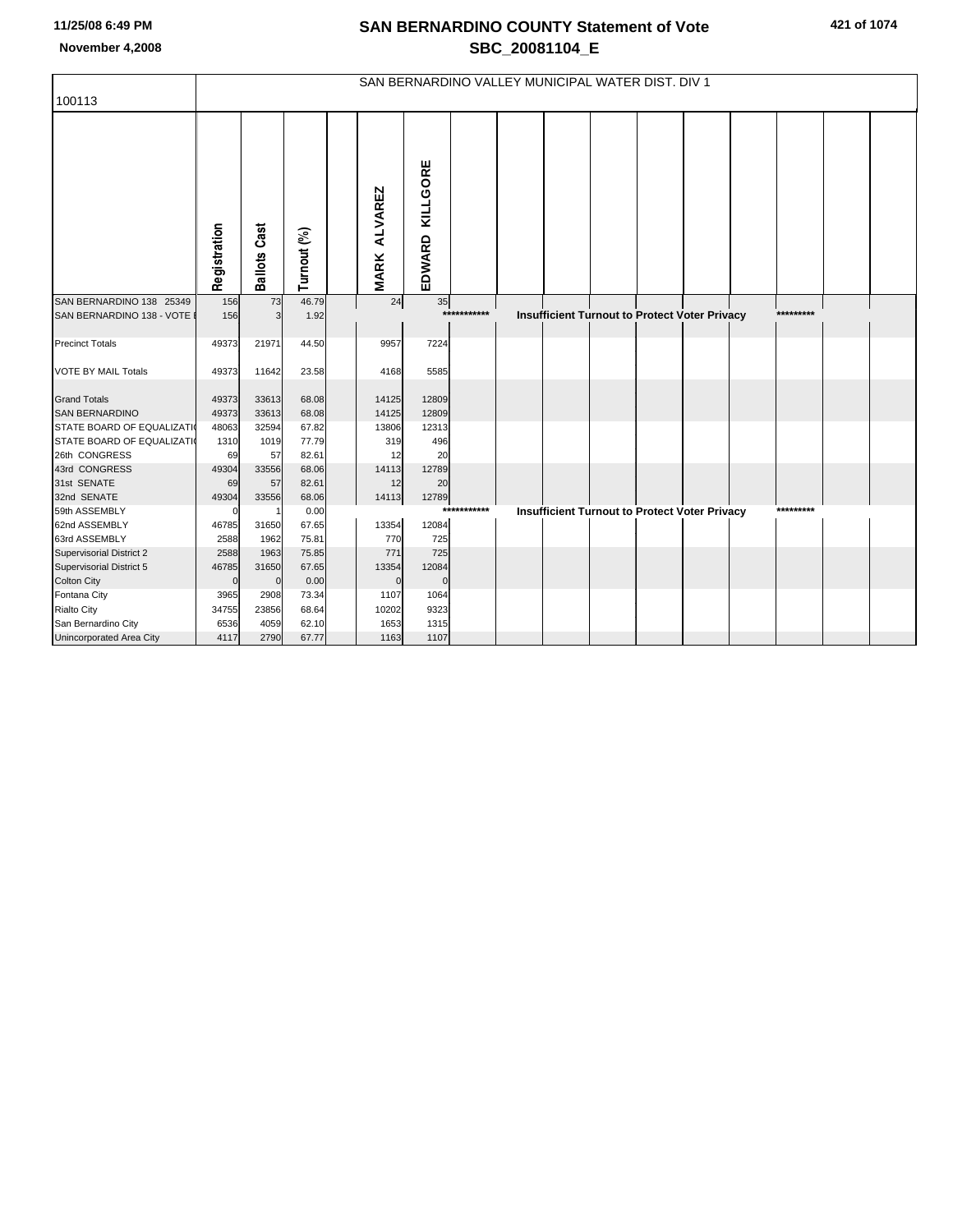# SAN BERNARDINO COUNTY Statement of Vote

## SBC_20081104_E

November 4,2008

| 100113 | SAN BERNARDINO VALLEY MUNICIPAL WATER DIST. DIV 1 | | | | | |
|---|---|---|---|---|---|---|
| | Registration | Ballots Cast | Turnout (%) | | MARK ALVAREZ | EDWARD KILLGORE |
| SAN BERNARDINO 138 25349 | 156 | 73 | 46.79 | | 24 | 35 |
| SAN BERNARDINO 138 - VOTE B | 156 | 3 | 1.92 | | *********** Insufficient Turnout to Protect Voter Privacy ********* | |
| Precinct Totals | 49373 | 21971 | 44.50 | | 9957 | 7224 |
| VOTE BY MAIL Totals | 49373 | 11642 | 23.58 | | 4168 | 5585 |
| Grand Totals | 49373 | 33613 | 68.08 | | 14125 | 12809 |
| SAN BERNARDINO | 49373 | 33613 | 68.08 | | 14125 | 12809 |
| STATE BOARD OF EQUALIZATI | 48063 | 32594 | 67.82 | | 13806 | 12313 |
| STATE BOARD OF EQUALIZATI | 1310 | 1019 | 77.79 | | 319 | 496 |
| 26th CONGRESS | 69 | 57 | 82.61 | | 12 | 20 |
| 43rd CONGRESS | 49304 | 33556 | 68.06 | | 14113 | 12789 |
| 31st SENATE | 69 | 57 | 82.61 | | 12 | 20 |
| 32nd SENATE | 49304 | 33556 | 68.06 | | 14113 | 12789 |
| 59th ASSEMBLY | 0 | 1 | 0.00 | | *********** Insufficient Turnout to Protect Voter Privacy ********* | |
| 62nd ASSEMBLY | 46785 | 31650 | 67.65 | | 13354 | 12084 |
| 63rd ASSEMBLY | 2588 | 1962 | 75.81 | | 770 | 725 |
| Supervisorial District 2 | 2588 | 1963 | 75.85 | | 771 | 725 |
| Supervisorial District 5 | 46785 | 31650 | 67.65 | | 13354 | 12084 |
| Colton City | 0 | 0 | 0.00 | | 0 | 0 |
| Fontana City | 3965 | 2908 | 73.34 | | 1107 | 1064 |
| Rialto City | 34755 | 23856 | 68.64 | | 10202 | 9323 |
| San Bernardino City | 6536 | 4059 | 62.10 | | 1653 | 1315 |
| Unincorporated Area City | 4117 | 2790 | 67.77 | | 1163 | 1107 |